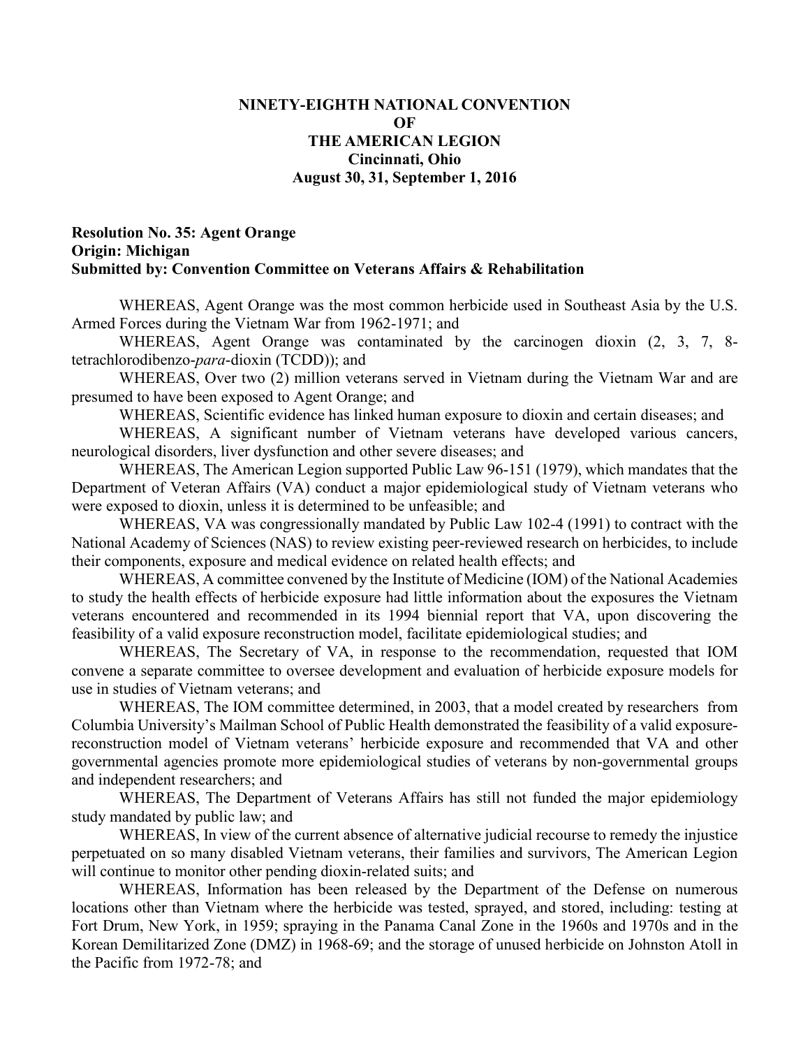**NINETY-EIGHTH NATIONAL CONVENTION**
**OF**
**THE AMERICAN LEGION**
**Cincinnati, Ohio**
**August 30, 31, September 1, 2016**

**Resolution No. 35: Agent Orange**
**Origin: Michigan**
**Submitted by: Convention Committee on Veterans Affairs & Rehabilitation**

WHEREAS, Agent Orange was the most common herbicide used in Southeast Asia by the U.S. Armed Forces during the Vietnam War from 1962-1971; and

WHEREAS, Agent Orange was contaminated by the carcinogen dioxin (2, 3, 7, 8-tetrachlorodibenzo-*para*-dioxin (TCDD)); and

WHEREAS, Over two (2) million veterans served in Vietnam during the Vietnam War and are presumed to have been exposed to Agent Orange; and

WHEREAS, Scientific evidence has linked human exposure to dioxin and certain diseases; and

WHEREAS, A significant number of Vietnam veterans have developed various cancers, neurological disorders, liver dysfunction and other severe diseases; and

WHEREAS, The American Legion supported Public Law 96-151 (1979), which mandates that the Department of Veteran Affairs (VA) conduct a major epidemiological study of Vietnam veterans who were exposed to dioxin, unless it is determined to be unfeasible; and

WHEREAS, VA was congressionally mandated by Public Law 102-4 (1991) to contract with the National Academy of Sciences (NAS) to review existing peer-reviewed research on herbicides, to include their components, exposure and medical evidence on related health effects; and

WHEREAS, A committee convened by the Institute of Medicine (IOM) of the National Academies to study the health effects of herbicide exposure had little information about the exposures the Vietnam veterans encountered and recommended in its 1994 biennial report that VA, upon discovering the feasibility of a valid exposure reconstruction model, facilitate epidemiological studies; and

WHEREAS, The Secretary of VA, in response to the recommendation, requested that IOM convene a separate committee to oversee development and evaluation of herbicide exposure models for use in studies of Vietnam veterans; and

WHEREAS, The IOM committee determined, in 2003, that a model created by researchers from Columbia University's Mailman School of Public Health demonstrated the feasibility of a valid exposure-reconstruction model of Vietnam veterans' herbicide exposure and recommended that VA and other governmental agencies promote more epidemiological studies of veterans by non-governmental groups and independent researchers; and

WHEREAS, The Department of Veterans Affairs has still not funded the major epidemiology study mandated by public law; and

WHEREAS, In view of the current absence of alternative judicial recourse to remedy the injustice perpetuated on so many disabled Vietnam veterans, their families and survivors, The American Legion will continue to monitor other pending dioxin-related suits; and

WHEREAS, Information has been released by the Department of the Defense on numerous locations other than Vietnam where the herbicide was tested, sprayed, and stored, including: testing at Fort Drum, New York, in 1959; spraying in the Panama Canal Zone in the 1960s and 1970s and in the Korean Demilitarized Zone (DMZ) in 1968-69; and the storage of unused herbicide on Johnston Atoll in the Pacific from 1972-78; and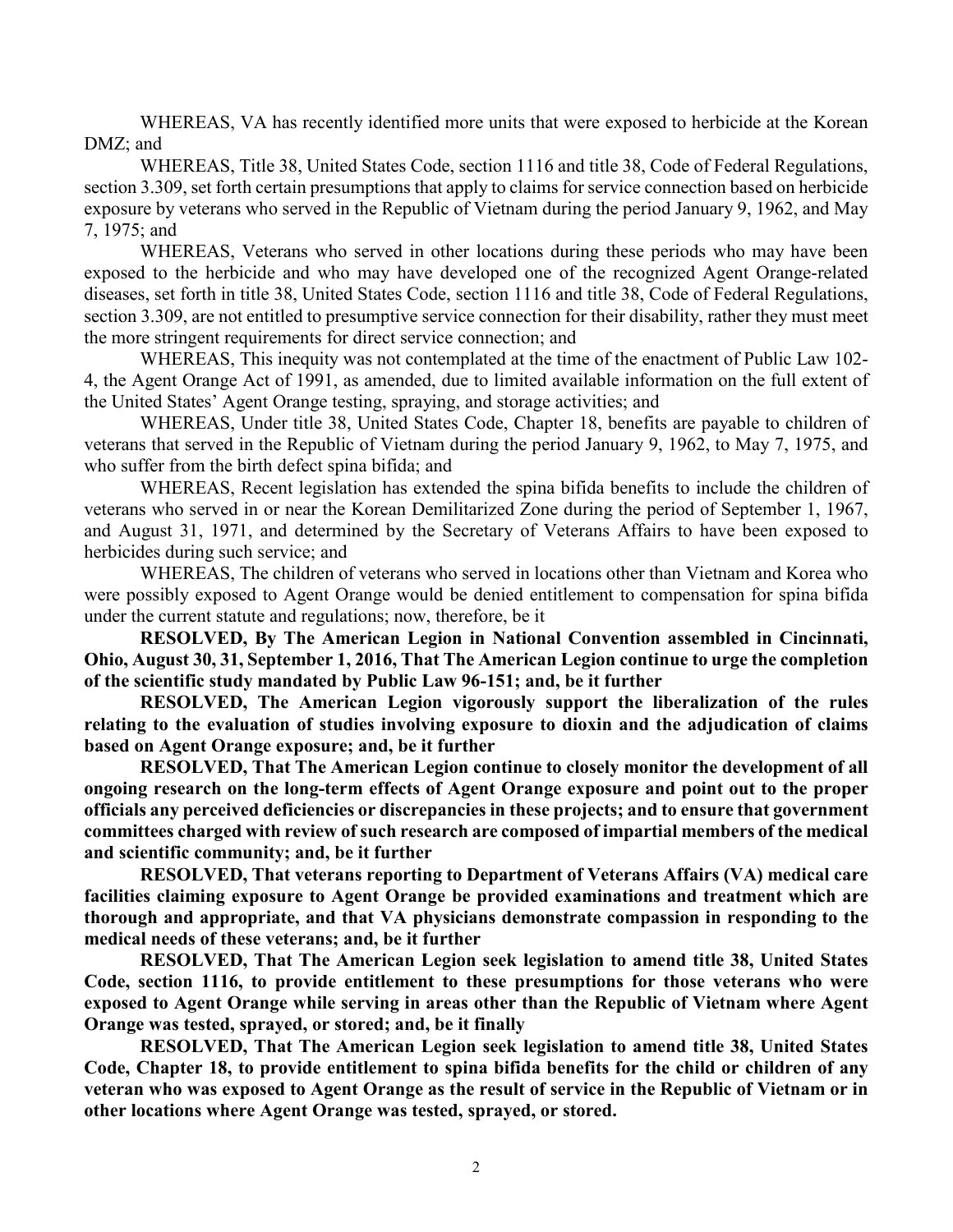WHEREAS, VA has recently identified more units that were exposed to herbicide at the Korean DMZ; and

WHEREAS, Title 38, United States Code, section 1116 and title 38, Code of Federal Regulations, section 3.309, set forth certain presumptions that apply to claims for service connection based on herbicide exposure by veterans who served in the Republic of Vietnam during the period January 9, 1962, and May 7, 1975; and

WHEREAS, Veterans who served in other locations during these periods who may have been exposed to the herbicide and who may have developed one of the recognized Agent Orange-related diseases, set forth in title 38, United States Code, section 1116 and title 38, Code of Federal Regulations, section 3.309, are not entitled to presumptive service connection for their disability, rather they must meet the more stringent requirements for direct service connection; and

WHEREAS, This inequity was not contemplated at the time of the enactment of Public Law 102-4, the Agent Orange Act of 1991, as amended, due to limited available information on the full extent of the United States' Agent Orange testing, spraying, and storage activities; and

WHEREAS, Under title 38, United States Code, Chapter 18, benefits are payable to children of veterans that served in the Republic of Vietnam during the period January 9, 1962, to May 7, 1975, and who suffer from the birth defect spina bifida; and

WHEREAS, Recent legislation has extended the spina bifida benefits to include the children of veterans who served in or near the Korean Demilitarized Zone during the period of September 1, 1967, and August 31, 1971, and determined by the Secretary of Veterans Affairs to have been exposed to herbicides during such service; and

WHEREAS, The children of veterans who served in locations other than Vietnam and Korea who were possibly exposed to Agent Orange would be denied entitlement to compensation for spina bifida under the current statute and regulations; now, therefore, be it

**RESOLVED, By The American Legion in National Convention assembled in Cincinnati, Ohio, August 30, 31, September 1, 2016, That The American Legion continue to urge the completion of the scientific study mandated by Public Law 96-151; and, be it further**

**RESOLVED, The American Legion vigorously support the liberalization of the rules relating to the evaluation of studies involving exposure to dioxin and the adjudication of claims based on Agent Orange exposure; and, be it further**

**RESOLVED, That The American Legion continue to closely monitor the development of all ongoing research on the long-term effects of Agent Orange exposure and point out to the proper officials any perceived deficiencies or discrepancies in these projects; and to ensure that government committees charged with review of such research are composed of impartial members of the medical and scientific community; and, be it further**

**RESOLVED, That veterans reporting to Department of Veterans Affairs (VA) medical care facilities claiming exposure to Agent Orange be provided examinations and treatment which are thorough and appropriate, and that VA physicians demonstrate compassion in responding to the medical needs of these veterans; and, be it further**

**RESOLVED, That The American Legion seek legislation to amend title 38, United States Code, section 1116, to provide entitlement to these presumptions for those veterans who were exposed to Agent Orange while serving in areas other than the Republic of Vietnam where Agent Orange was tested, sprayed, or stored; and, be it finally**

**RESOLVED, That The American Legion seek legislation to amend title 38, United States Code, Chapter 18, to provide entitlement to spina bifida benefits for the child or children of any veteran who was exposed to Agent Orange as the result of service in the Republic of Vietnam or in other locations where Agent Orange was tested, sprayed, or stored.**